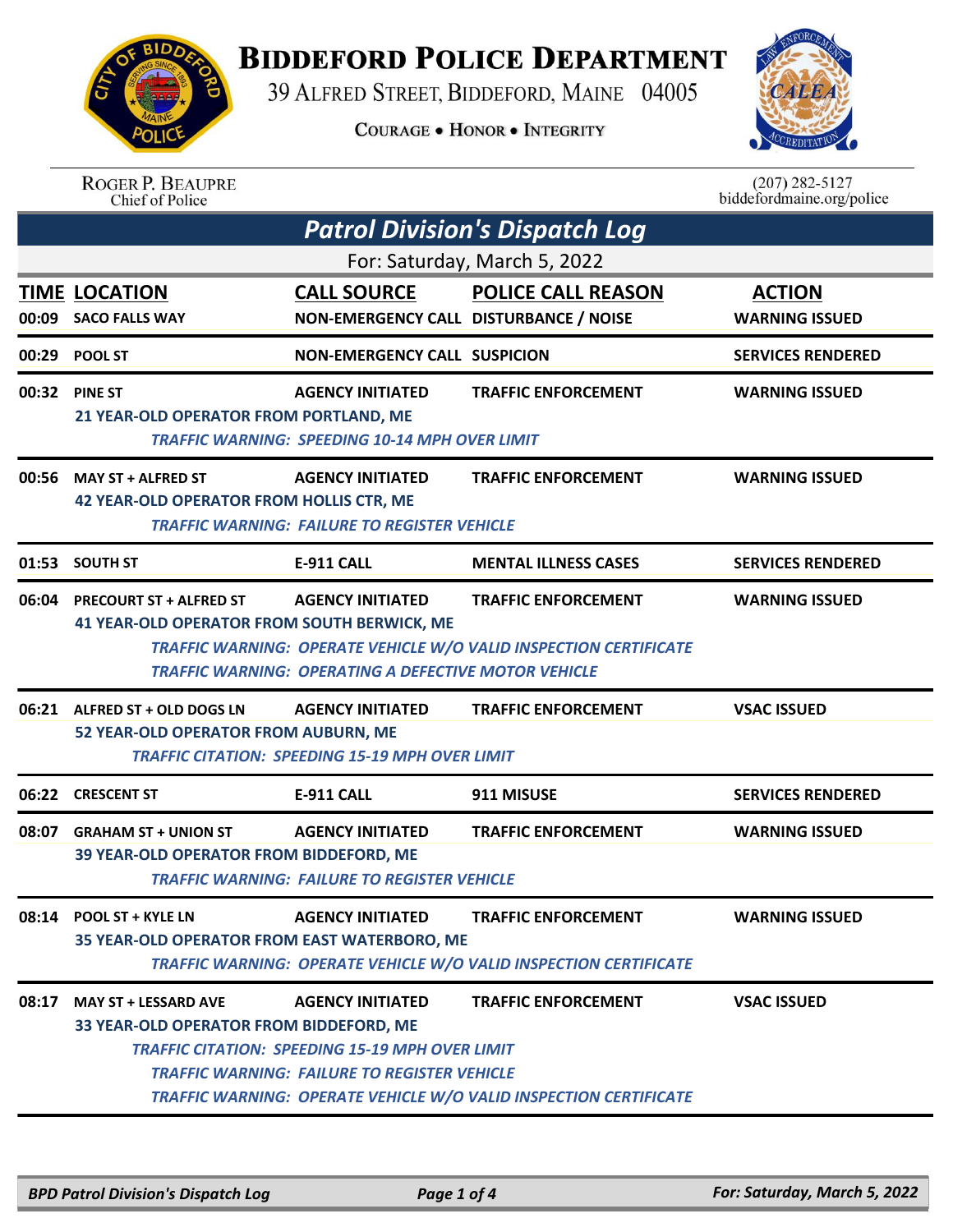# BIDDEFORD POLICE DEPARTMENT

39 ALFRED STREET, BIDDEFORD, MAINE 04005

COURAGE • HONOR • INTEGRITY

ROGER P. BEAUPRE
Chief of Police

(207) 282-5127
biddefordmaine.org/police

## *Patrol Division's Dispatch Log*

For: Saturday, March 5, 2022

| TIME | LOCATION | CALL SOURCE | POLICE CALL REASON | ACTION |
|---|---|---|---|---|
| 00:09 | SACO FALLS WAY | NON-EMERGENCY CALL | DISTURBANCE / NOISE | WARNING ISSUED |
| 00:29 | POOL ST | NON-EMERGENCY CALL | SUSPICION | SERVICES RENDERED |
| 00:32 | PINE ST | AGENCY INITIATED | TRAFFIC ENFORCEMENT | WARNING ISSUED |
| | 21 YEAR-OLD OPERATOR FROM PORTLAND, ME<br>*TRAFFIC WARNING: SPEEDING 10-14 MPH OVER LIMIT* | | | |
| 00:56 | MAY ST + ALFRED ST | AGENCY INITIATED | TRAFFIC ENFORCEMENT | WARNING ISSUED |
| | 42 YEAR-OLD OPERATOR FROM HOLLIS CTR, ME<br>*TRAFFIC WARNING: FAILURE TO REGISTER VEHICLE* | | | |
| 01:53 | SOUTH ST | E-911 CALL | MENTAL ILLNESS CASES | SERVICES RENDERED |
| 06:04 | PRECOURT ST + ALFRED ST | AGENCY INITIATED | TRAFFIC ENFORCEMENT | WARNING ISSUED |
| | 41 YEAR-OLD OPERATOR FROM SOUTH BERWICK, ME<br>*TRAFFIC WARNING: OPERATE VEHICLE W/O VALID INSPECTION CERTIFICATE*<br>*TRAFFIC WARNING: OPERATING A DEFECTIVE MOTOR VEHICLE* | | | |
| 06:21 | ALFRED ST + OLD DOGS LN | AGENCY INITIATED | TRAFFIC ENFORCEMENT | VSAC ISSUED |
| | 52 YEAR-OLD OPERATOR FROM AUBURN, ME<br>*TRAFFIC CITATION: SPEEDING 15-19 MPH OVER LIMIT* | | | |
| 06:22 | CRESCENT ST | E-911 CALL | 911 MISUSE | SERVICES RENDERED |
| 08:07 | GRAHAM ST + UNION ST | AGENCY INITIATED | TRAFFIC ENFORCEMENT | WARNING ISSUED |
| | 39 YEAR-OLD OPERATOR FROM BIDDEFORD, ME<br>*TRAFFIC WARNING: FAILURE TO REGISTER VEHICLE* | | | |
| 08:14 | POOL ST + KYLE LN | AGENCY INITIATED | TRAFFIC ENFORCEMENT | WARNING ISSUED |
| | 35 YEAR-OLD OPERATOR FROM EAST WATERBORO, ME<br>*TRAFFIC WARNING: OPERATE VEHICLE W/O VALID INSPECTION CERTIFICATE* | | | |
| 08:17 | MAY ST + LESSARD AVE | AGENCY INITIATED | TRAFFIC ENFORCEMENT | VSAC ISSUED |
| | 33 YEAR-OLD OPERATOR FROM BIDDEFORD, ME<br>*TRAFFIC CITATION: SPEEDING 15-19 MPH OVER LIMIT*<br>*TRAFFIC WARNING: FAILURE TO REGISTER VEHICLE*<br>*TRAFFIC WARNING: OPERATE VEHICLE W/O VALID INSPECTION CERTIFICATE* | | | |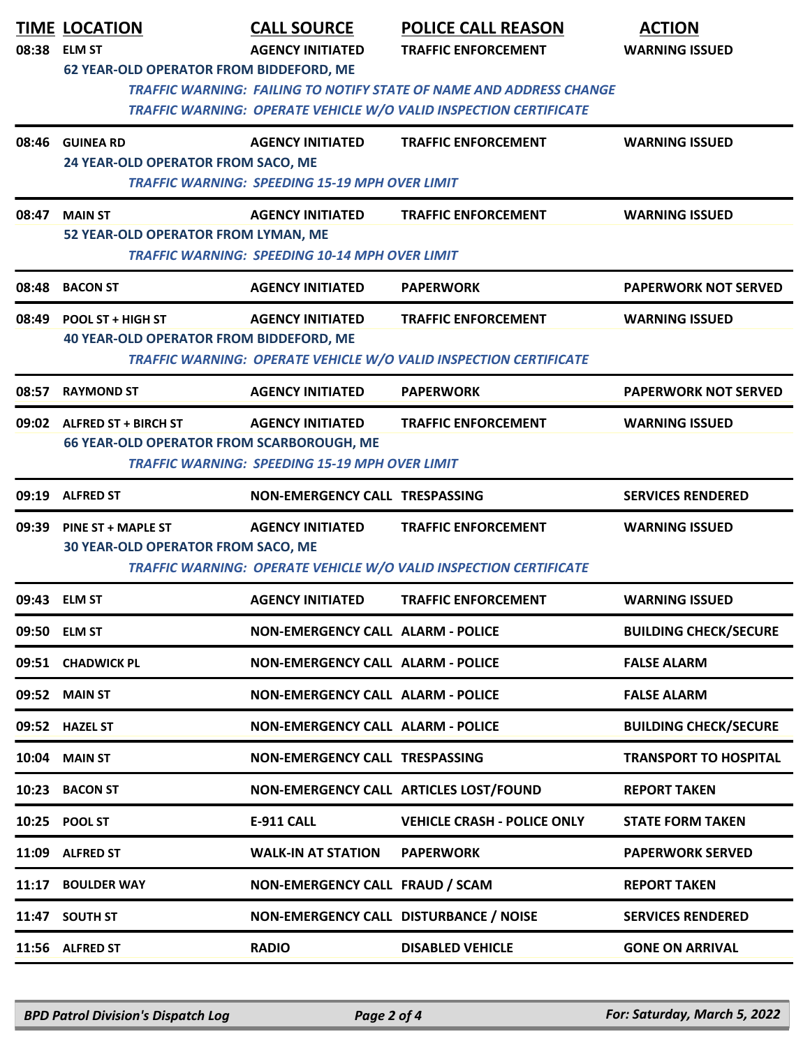| TIME | LOCATION | CALL SOURCE | POLICE CALL REASON | ACTION |
|---|---|---|---|---|
| 08:38 | ELM ST | AGENCY INITIATED | TRAFFIC ENFORCEMENT | WARNING ISSUED |
| | 62 YEAR-OLD OPERATOR FROM BIDDEFORD, ME | | | |
| | *TRAFFIC WARNING: FAILING TO NOTIFY STATE OF NAME AND ADDRESS CHANGE* | | | |
| | *TRAFFIC WARNING: OPERATE VEHICLE W/O VALID INSPECTION CERTIFICATE* | | | |
| 08:46 | GUINEA RD | AGENCY INITIATED | TRAFFIC ENFORCEMENT | WARNING ISSUED |
| | 24 YEAR-OLD OPERATOR FROM SACO, ME | | | |
| | *TRAFFIC WARNING: SPEEDING 15-19 MPH OVER LIMIT* | | | |
| 08:47 | MAIN ST | AGENCY INITIATED | TRAFFIC ENFORCEMENT | WARNING ISSUED |
| | 52 YEAR-OLD OPERATOR FROM LYMAN, ME | | | |
| | *TRAFFIC WARNING: SPEEDING 10-14 MPH OVER LIMIT* | | | |
| 08:48 | BACON ST | AGENCY INITIATED | PAPERWORK | PAPERWORK NOT SERVED |
| 08:49 | POOL ST + HIGH ST | AGENCY INITIATED | TRAFFIC ENFORCEMENT | WARNING ISSUED |
| | 40 YEAR-OLD OPERATOR FROM BIDDEFORD, ME | | | |
| | *TRAFFIC WARNING: OPERATE VEHICLE W/O VALID INSPECTION CERTIFICATE* | | | |
| 08:57 | RAYMOND ST | AGENCY INITIATED | PAPERWORK | PAPERWORK NOT SERVED |
| 09:02 | ALFRED ST + BIRCH ST | AGENCY INITIATED | TRAFFIC ENFORCEMENT | WARNING ISSUED |
| | 66 YEAR-OLD OPERATOR FROM SCARBOROUGH, ME | | | |
| | *TRAFFIC WARNING: SPEEDING 15-19 MPH OVER LIMIT* | | | |
| 09:19 | ALFRED ST | NON-EMERGENCY CALL | TRESPASSING | SERVICES RENDERED |
| 09:39 | PINE ST + MAPLE ST | AGENCY INITIATED | TRAFFIC ENFORCEMENT | WARNING ISSUED |
| | 30 YEAR-OLD OPERATOR FROM SACO, ME | | | |
| | *TRAFFIC WARNING: OPERATE VEHICLE W/O VALID INSPECTION CERTIFICATE* | | | |
| 09:43 | ELM ST | AGENCY INITIATED | TRAFFIC ENFORCEMENT | WARNING ISSUED |
| 09:50 | ELM ST | NON-EMERGENCY CALL | ALARM - POLICE | BUILDING CHECK/SECURE |
| 09:51 | CHADWICK PL | NON-EMERGENCY CALL | ALARM - POLICE | FALSE ALARM |
| 09:52 | MAIN ST | NON-EMERGENCY CALL | ALARM - POLICE | FALSE ALARM |
| 09:52 | HAZEL ST | NON-EMERGENCY CALL | ALARM - POLICE | BUILDING CHECK/SECURE |
| 10:04 | MAIN ST | NON-EMERGENCY CALL | TRESPASSING | TRANSPORT TO HOSPITAL |
| 10:23 | BACON ST | NON-EMERGENCY CALL | ARTICLES LOST/FOUND | REPORT TAKEN |
| 10:25 | POOL ST | E-911 CALL | VEHICLE CRASH - POLICE ONLY | STATE FORM TAKEN |
| 11:09 | ALFRED ST | WALK-IN AT STATION | PAPERWORK | PAPERWORK SERVED |
| 11:17 | BOULDER WAY | NON-EMERGENCY CALL | FRAUD / SCAM | REPORT TAKEN |
| 11:47 | SOUTH ST | NON-EMERGENCY CALL | DISTURBANCE / NOISE | SERVICES RENDERED |
| 11:56 | ALFRED ST | RADIO | DISABLED VEHICLE | GONE ON ARRIVAL |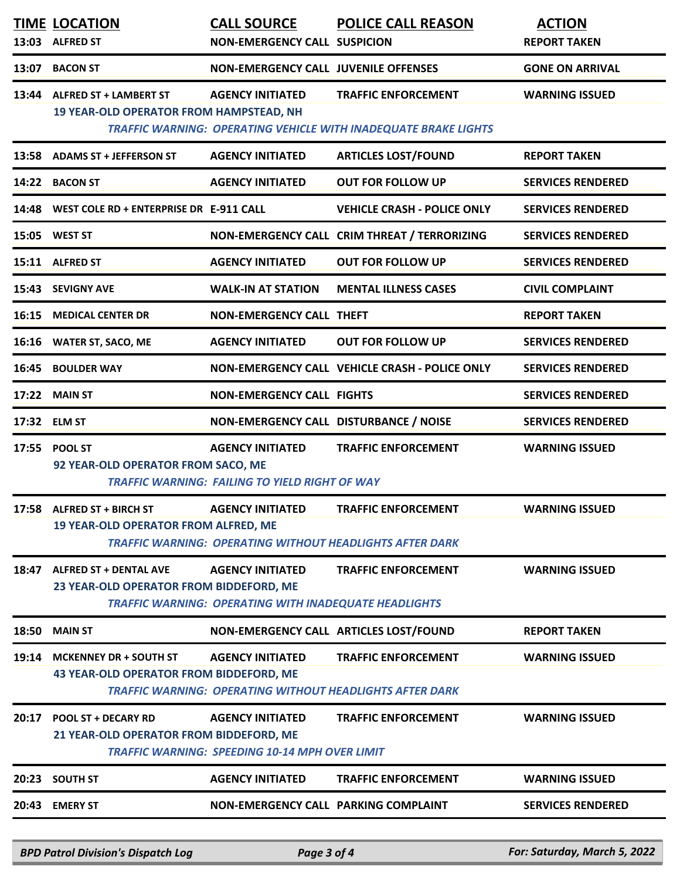| TIME | LOCATION | CALL SOURCE | POLICE CALL REASON | ACTION |
|---|---|---|---|---|
| 13:03 | ALFRED ST | NON-EMERGENCY CALL | SUSPICION | REPORT TAKEN |
| 13:07 | BACON ST | NON-EMERGENCY CALL | JUVENILE OFFENSES | GONE ON ARRIVAL |
| 13:44 | ALFRED ST + LAMBERT ST | AGENCY INITIATED | TRAFFIC ENFORCEMENT | WARNING ISSUED |
| | 19 YEAR-OLD OPERATOR FROM HAMPSTEAD, NH<br>*TRAFFIC WARNING: OPERATING VEHICLE WITH INADEQUATE BRAKE LIGHTS* | | | |
| 13:58 | ADAMS ST + JEFFERSON ST | AGENCY INITIATED | ARTICLES LOST/FOUND | REPORT TAKEN |
| 14:22 | BACON ST | AGENCY INITIATED | OUT FOR FOLLOW UP | SERVICES RENDERED |
| 14:48 | WEST COLE RD + ENTERPRISE DR | E-911 CALL | VEHICLE CRASH - POLICE ONLY | SERVICES RENDERED |
| 15:05 | WEST ST | NON-EMERGENCY CALL | CRIM THREAT / TERRORIZING | SERVICES RENDERED |
| 15:11 | ALFRED ST | AGENCY INITIATED | OUT FOR FOLLOW UP | SERVICES RENDERED |
| 15:43 | SEVIGNY AVE | WALK-IN AT STATION | MENTAL ILLNESS CASES | CIVIL COMPLAINT |
| 16:15 | MEDICAL CENTER DR | NON-EMERGENCY CALL | THEFT | REPORT TAKEN |
| 16:16 | WATER ST, SACO, ME | AGENCY INITIATED | OUT FOR FOLLOW UP | SERVICES RENDERED |
| 16:45 | BOULDER WAY | NON-EMERGENCY CALL | VEHICLE CRASH - POLICE ONLY | SERVICES RENDERED |
| 17:22 | MAIN ST | NON-EMERGENCY CALL | FIGHTS | SERVICES RENDERED |
| 17:32 | ELM ST | NON-EMERGENCY CALL | DISTURBANCE / NOISE | SERVICES RENDERED |
| 17:55 | POOL ST | AGENCY INITIATED | TRAFFIC ENFORCEMENT | WARNING ISSUED |
| | 92 YEAR-OLD OPERATOR FROM SACO, ME<br>*TRAFFIC WARNING: FAILING TO YIELD RIGHT OF WAY* | | | |
| 17:58 | ALFRED ST + BIRCH ST | AGENCY INITIATED | TRAFFIC ENFORCEMENT | WARNING ISSUED |
| | 19 YEAR-OLD OPERATOR FROM ALFRED, ME<br>*TRAFFIC WARNING: OPERATING WITHOUT HEADLIGHTS AFTER DARK* | | | |
| 18:47 | ALFRED ST + DENTAL AVE | AGENCY INITIATED | TRAFFIC ENFORCEMENT | WARNING ISSUED |
| | 23 YEAR-OLD OPERATOR FROM BIDDEFORD, ME<br>*TRAFFIC WARNING: OPERATING WITH INADEQUATE HEADLIGHTS* | | | |
| 18:50 | MAIN ST | NON-EMERGENCY CALL | ARTICLES LOST/FOUND | REPORT TAKEN |
| 19:14 | MCKENNEY DR + SOUTH ST | AGENCY INITIATED | TRAFFIC ENFORCEMENT | WARNING ISSUED |
| | 43 YEAR-OLD OPERATOR FROM BIDDEFORD, ME<br>*TRAFFIC WARNING: OPERATING WITHOUT HEADLIGHTS AFTER DARK* | | | |
| 20:17 | POOL ST + DECARY RD | AGENCY INITIATED | TRAFFIC ENFORCEMENT | WARNING ISSUED |
| | 21 YEAR-OLD OPERATOR FROM BIDDEFORD, ME<br>*TRAFFIC WARNING: SPEEDING 10-14 MPH OVER LIMIT* | | | |
| 20:23 | SOUTH ST | AGENCY INITIATED | TRAFFIC ENFORCEMENT | WARNING ISSUED |
| 20:43 | EMERY ST | NON-EMERGENCY CALL | PARKING COMPLAINT | SERVICES RENDERED |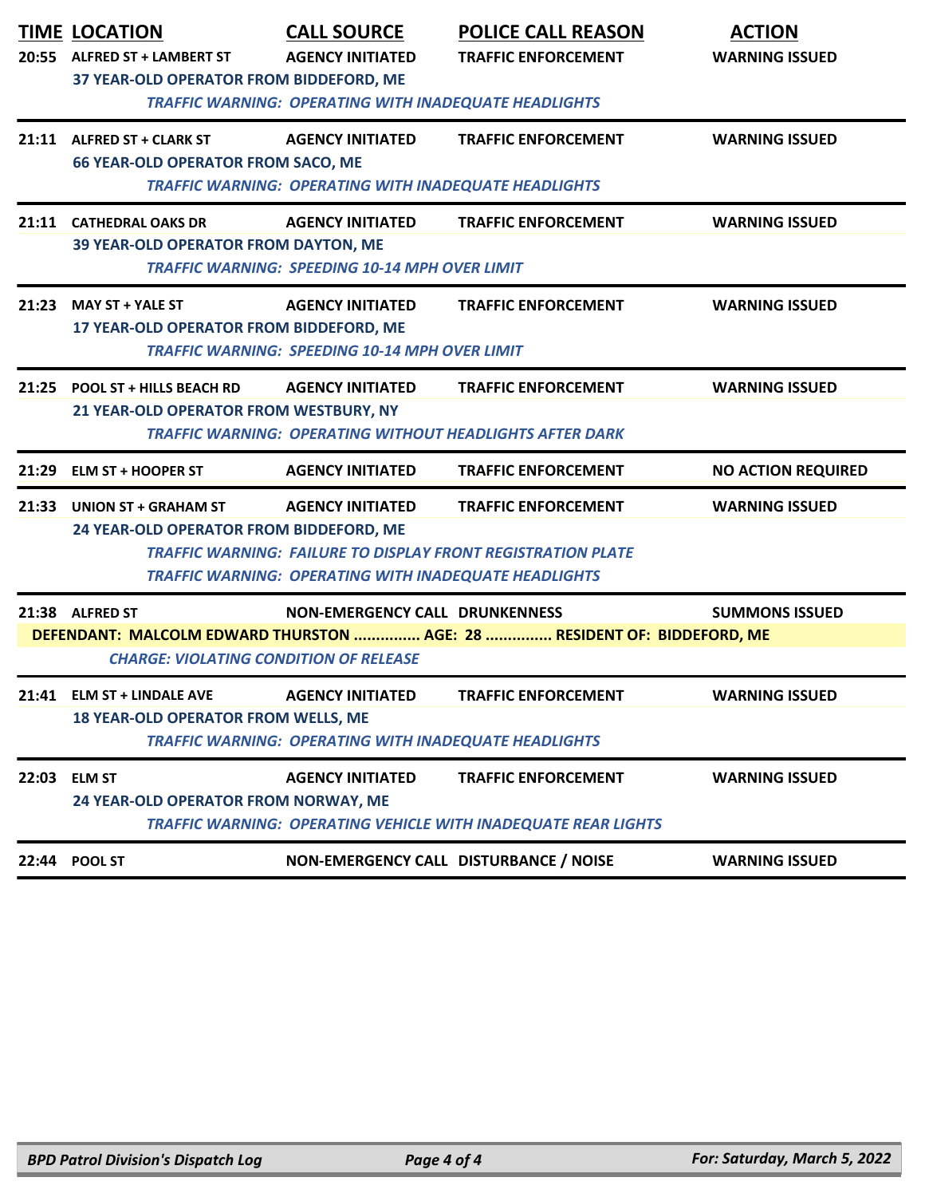| TIME | LOCATION | CALL SOURCE | POLICE CALL REASON | ACTION |
|---|---|---|---|---|
| 20:55 | ALFRED ST + LAMBERT ST | AGENCY INITIATED | TRAFFIC ENFORCEMENT | WARNING ISSUED |
| | 37 YEAR-OLD OPERATOR FROM BIDDEFORD, ME | | | |
| | *TRAFFIC WARNING: OPERATING WITH INADEQUATE HEADLIGHTS* | | | |
| 21:11 | ALFRED ST + CLARK ST | AGENCY INITIATED | TRAFFIC ENFORCEMENT | WARNING ISSUED |
| | 66 YEAR-OLD OPERATOR FROM SACO, ME | | | |
| | *TRAFFIC WARNING: OPERATING WITH INADEQUATE HEADLIGHTS* | | | |
| 21:11 | CATHEDRAL OAKS DR | AGENCY INITIATED | TRAFFIC ENFORCEMENT | WARNING ISSUED |
| | 39 YEAR-OLD OPERATOR FROM DAYTON, ME | | | |
| | *TRAFFIC WARNING: SPEEDING 10-14 MPH OVER LIMIT* | | | |
| 21:23 | MAY ST + YALE ST | AGENCY INITIATED | TRAFFIC ENFORCEMENT | WARNING ISSUED |
| | 17 YEAR-OLD OPERATOR FROM BIDDEFORD, ME | | | |
| | *TRAFFIC WARNING: SPEEDING 10-14 MPH OVER LIMIT* | | | |
| 21:25 | POOL ST + HILLS BEACH RD | AGENCY INITIATED | TRAFFIC ENFORCEMENT | WARNING ISSUED |
| | 21 YEAR-OLD OPERATOR FROM WESTBURY, NY | | | |
| | *TRAFFIC WARNING: OPERATING WITHOUT HEADLIGHTS AFTER DARK* | | | |
| 21:29 | ELM ST + HOOPER ST | AGENCY INITIATED | TRAFFIC ENFORCEMENT | NO ACTION REQUIRED |
| 21:33 | UNION ST + GRAHAM ST | AGENCY INITIATED | TRAFFIC ENFORCEMENT | WARNING ISSUED |
| | 24 YEAR-OLD OPERATOR FROM BIDDEFORD, ME | | | |
| | *TRAFFIC WARNING: FAILURE TO DISPLAY FRONT REGISTRATION PLATE* | | | |
| | *TRAFFIC WARNING: OPERATING WITH INADEQUATE HEADLIGHTS* | | | |
| 21:38 | ALFRED ST | NON-EMERGENCY CALL | DRUNKENNESS | SUMMONS ISSUED |
| | DEFENDANT: MALCOLM EDWARD THURSTON ............... AGE: 28 ............... RESIDENT OF: BIDDEFORD, ME | | | |
| | *CHARGE: VIOLATING CONDITION OF RELEASE* | | | |
| 21:41 | ELM ST + LINDALE AVE | AGENCY INITIATED | TRAFFIC ENFORCEMENT | WARNING ISSUED |
| | 18 YEAR-OLD OPERATOR FROM WELLS, ME | | | |
| | *TRAFFIC WARNING: OPERATING WITH INADEQUATE HEADLIGHTS* | | | |
| 22:03 | ELM ST | AGENCY INITIATED | TRAFFIC ENFORCEMENT | WARNING ISSUED |
| | 24 YEAR-OLD OPERATOR FROM NORWAY, ME | | | |
| | *TRAFFIC WARNING: OPERATING VEHICLE WITH INADEQUATE REAR LIGHTS* | | | |
| 22:44 | POOL ST | NON-EMERGENCY CALL | DISTURBANCE / NOISE | WARNING ISSUED |